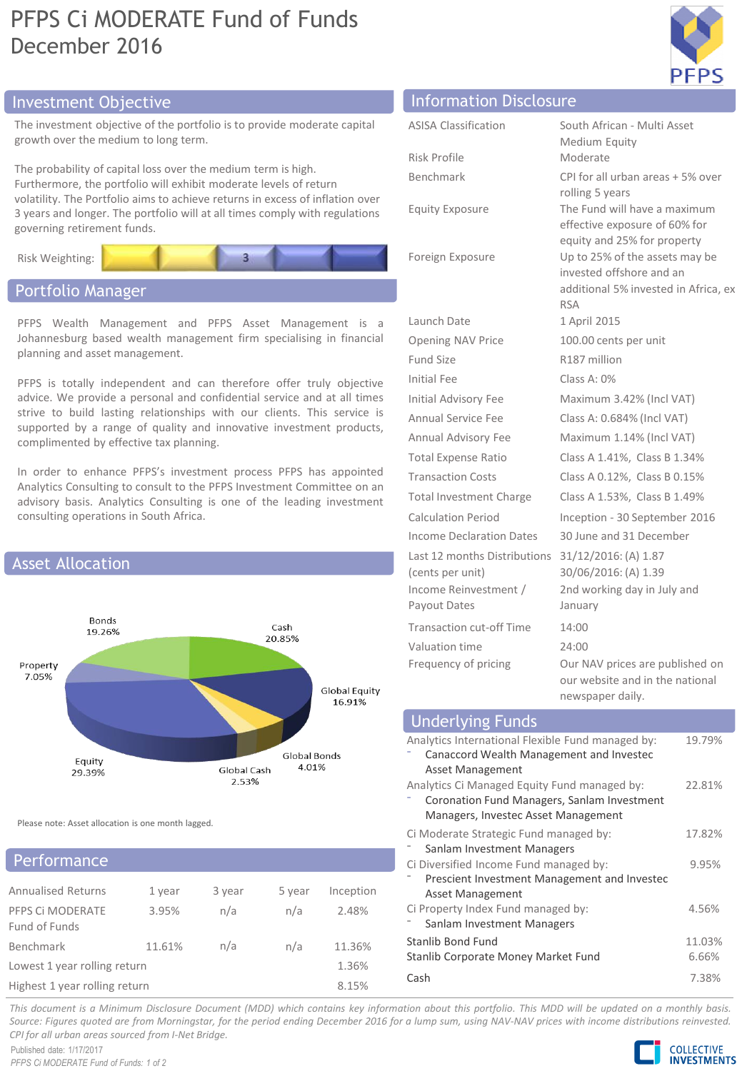# PFPS Ci MODERATE Fund of Funds
December 2016

## Investment Objective

The investment objective of the portfolio is to provide moderate capital growth over the medium to long term.

The probability of capital loss over the medium term is high. Furthermore, the portfolio will exhibit moderate levels of return volatility. The Portfolio aims to achieve returns in excess of inflation over 3 years and longer. The portfolio will at all times comply with regulations governing retirement funds.

Risk Weighting: 3

## Portfolio Manager

PFPS Wealth Management and PFPS Asset Management is a Johannesburg based wealth management firm specialising in financial planning and asset management.

PFPS is totally independent and can therefore offer truly objective advice. We provide a personal and confidential service and at all times strive to build lasting relationships with our clients. This service is supported by a range of quality and innovative investment products, complimented by effective tax planning.

In order to enhance PFPS's investment process PFPS has appointed Analytics Consulting to consult to the PFPS Investment Committee on an advisory basis. Analytics Consulting is one of the leading investment consulting operations in South Africa.

## Asset Allocation

| Asset | Allocation |
|---|---|
| Bonds | 19.26% |
| Cash | 20.85% |
| Property | 7.05% |
| Global Equity | 16.91% |
| Equity | 29.39% |
| Global Cash | 2.53% |
| Global Bonds | 4.01% |

Please note: Asset allocation is one month lagged.

## Performance

| Annualised Returns | 1 year | 3 year | 5 year | Inception |
|---|---|---|---|---|
| PFPS Ci MODERATE Fund of Funds | 3.95% | n/a | n/a | 2.48% |
| Benchmark | 11.61% | n/a | n/a | 11.36% |
| Lowest 1 year rolling return | | | | 1.36% |
| Highest 1 year rolling return | | | | 8.15% |

## Information Disclosure

| | |
|---|---|
| ASISA Classification | South African - Multi Asset Medium Equity |
| Risk Profile | Moderate |
| Benchmark | CPI for all urban areas + 5% over rolling 5 years |
| Equity Exposure | The Fund will have a maximum effective exposure of 60% for equity and 25% for property |
| Foreign Exposure | Up to 25% of the assets may be invested offshore and an additional 5% invested in Africa, ex RSA |
| Launch Date | 1 April 2015 |
| Opening NAV Price | 100.00 cents per unit |
| Fund Size | R187 million |
| Initial Fee | Class A: 0% |
| Initial Advisory Fee | Maximum 3.42% (Incl VAT) |
| Annual Service Fee | Class A: 0.684% (Incl VAT) |
| Annual Advisory Fee | Maximum 1.14% (Incl VAT) |
| Total Expense Ratio | Class A 1.41%, Class B 1.34% |
| Transaction Costs | Class A 0.12%, Class B 0.15% |
| Total Investment Charge | Class A 1.53%, Class B 1.49% |
| Calculation Period | Inception - 30 September 2016 |
| Income Declaration Dates | 30 June and 31 December |
| Last 12 months Distributions (cents per unit) | 31/12/2016: (A) 1.87<br>30/06/2016: (A) 1.39 |
| Income Reinvestment / Payout Dates | 2nd working day in July and January |
| Transaction cut-off Time | 14:00 |
| Valuation time | 24:00 |
| Frequency of pricing | Our NAV prices are published on our website and in the national newspaper daily. |

## Underlying Funds

| Fund | Weight |
|---|---|
| Analytics International Flexible Fund managed by:<br>- Canaccord Wealth Management and Investec Asset Management | 19.79% |
| Analytics Ci Managed Equity Fund managed by:<br>- Coronation Fund Managers, Sanlam Investment Managers, Investec Asset Management | 22.81% |
| Ci Moderate Strategic Fund managed by:<br>- Sanlam Investment Managers | 17.82% |
| Ci Diversified Income Fund managed by:<br>- Prescient Investment Management and Investec Asset Management | 9.95% |
| Ci Property Index Fund managed by:<br>- Sanlam Investment Managers | 4.56% |
| Stanlib Bond Fund | 11.03% |
| Stanlib Corporate Money Market Fund | 6.66% |
| Cash | 7.38% |

*This document is a Minimum Disclosure Document (MDD) which contains key information about this portfolio. This MDD will be updated on a monthly basis. Source: Figures quoted are from Morningstar, for the period ending December 2016 for a lump sum, using NAV-NAV prices with income distributions reinvested. CPI for all urban areas sourced from I-Net Bridge.*

Published date: 1/17/2017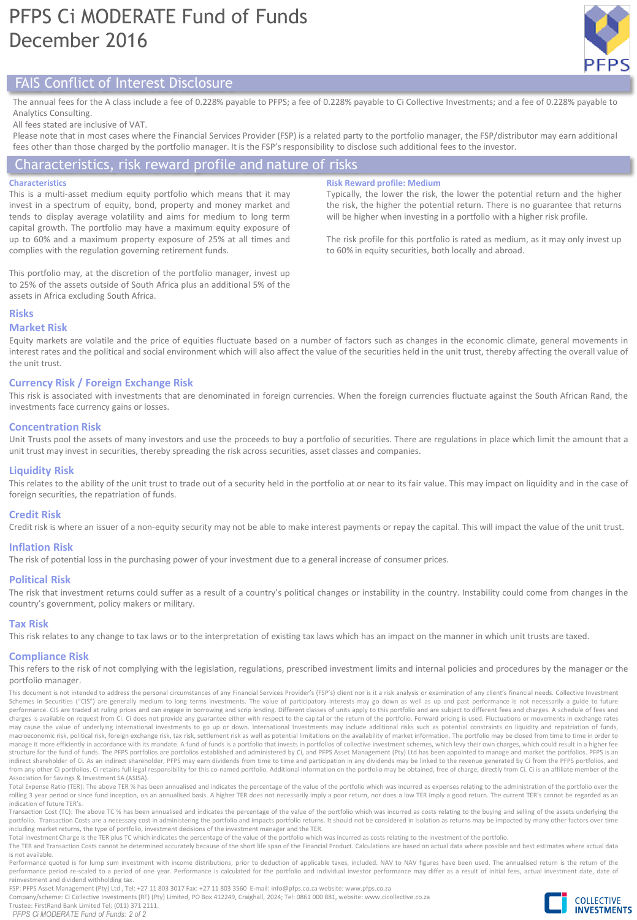# PFPS Ci MODERATE Fund of Funds
# December 2016

## FAIS Conflict of Interest Disclosure

The annual fees for the A class include a fee of 0.228% payable to PFPS; a fee of 0.228% payable to Ci Collective Investments; and a fee of 0.228% payable to Analytics Consulting.

All fees stated are inclusive of VAT.

Please note that in most cases where the Financial Services Provider (FSP) is a related party to the portfolio manager, the FSP/distributor may earn additional fees other than those charged by the portfolio manager. It is the FSP's responsibility to disclose such additional fees to the investor.

## Characteristics, risk reward profile and nature of risks

### Characteristics

This is a multi-asset medium equity portfolio which means that it may invest in a spectrum of equity, bond, property and money market and tends to display average volatility and aims for medium to long term capital growth. The portfolio may have a maximum equity exposure of up to 60% and a maximum property exposure of 25% at all times and complies with the regulation governing retirement funds.

This portfolio may, at the discretion of the portfolio manager, invest up to 25% of the assets outside of South Africa plus an additional 5% of the assets in Africa excluding South Africa.

### Risk Reward profile: Medium

Typically, the lower the risk, the lower the potential return and the higher the risk, the higher the potential return. There is no guarantee that returns will be higher when investing in a portfolio with a higher risk profile.

The risk profile for this portfolio is rated as medium, as it may only invest up to 60% in equity securities, both locally and abroad.

### Risks

#### Market Risk

Equity markets are volatile and the price of equities fluctuate based on a number of factors such as changes in the economic climate, general movements in interest rates and the political and social environment which will also affect the value of the securities held in the unit trust, thereby affecting the overall value of the unit trust.

#### Currency Risk / Foreign Exchange Risk

This risk is associated with investments that are denominated in foreign currencies. When the foreign currencies fluctuate against the South African Rand, the investments face currency gains or losses.

#### Concentration Risk

Unit Trusts pool the assets of many investors and use the proceeds to buy a portfolio of securities. There are regulations in place which limit the amount that a unit trust may invest in securities, thereby spreading the risk across securities, asset classes and companies.

#### Liquidity Risk

This relates to the ability of the unit trust to trade out of a security held in the portfolio at or near to its fair value. This may impact on liquidity and in the case of foreign securities, the repatriation of funds.

#### Credit Risk

Credit risk is where an issuer of a non-equity security may not be able to make interest payments or repay the capital. This will impact the value of the unit trust.

#### Inflation Risk

The risk of potential loss in the purchasing power of your investment due to a general increase of consumer prices.

#### Political Risk

The risk that investment returns could suffer as a result of a country's political changes or instability in the country. Instability could come from changes in the country's government, policy makers or military.

#### Tax Risk

This risk relates to any change to tax laws or to the interpretation of existing tax laws which has an impact on the manner in which unit trusts are taxed.

#### Compliance Risk

This refers to the risk of not complying with the legislation, regulations, prescribed investment limits and internal policies and procedures by the manager or the portfolio manager.

This document is not intended to address the personal circumstances of any Financial Services Provider's (FSP's) client nor is it a risk analysis or examination of any client's financial needs. Collective Investment Schemes in Securities ("CIS") are generally medium to long terms investments. The value of participatory interests may go down as well as up and past performance is not necessarily a guide to future performance. CIS are traded at ruling prices and can engage in borrowing and scrip lending. Different classes of units apply to this portfolio and are subject to different fees and charges. A schedule of fees and charges is available on request from Ci. Ci does not provide any guarantee either with respect to the capital or the return of the portfolio. Forward pricing is used. Fluctuations or movements in exchange rates may cause the value of underlying international investments to go up or down. International Investments may include additional risks such as potential constraints on liquidity and repatriation of funds, macroeconomic risk, political risk, foreign exchange risk, tax risk, settlement risk as well as potential limitations on the availability of market information. The portfolio may be closed from time to time in order to manage it more efficiently in accordance with its mandate. A fund of funds is a portfolio that invests in portfolios of collective investment schemes, which levy their own charges, which could result in a higher fee structure for the fund of funds. The PFPS portfolios are portfolios established and administered by Ci, and PFPS Asset Management (Pty) Ltd has been appointed to manage and market the portfolios. PFPS is an indirect shareholder of Ci. As an indirect shareholder, PFPS may earn dividends from time to time and participation in any dividends may be linked to the revenue generated by Ci from the PFPS portfolios, and from any other Ci portfolios. Ci retains full legal responsibility for this co-named portfolio. Additional information on the portfolio may be obtained, free of charge, directly from Ci. Ci is an affiliate member of the Association for Savings & Investment SA (ASISA).

Total Expense Ratio (TER): The above TER % has been annualised and indicates the percentage of the value of the portfolio which was incurred as expenses relating to the administration of the portfolio over the rolling 3 year period or since fund inception, on an annualised basis. A higher TER does not necessarily imply a poor return, nor does a low TER imply a good return. The current TER's cannot be regarded as an indication of future TER's.

Transaction Cost (TC): The above TC % has been annualised and indicates the percentage of the value of the portfolio which was incurred as costs relating to the buying and selling of the assets underlying the portfolio. Transaction Costs are a necessary cost in administering the portfolio and impacts portfolio returns. It should not be considered in isolation as returns may be impacted by many other factors over time including market returns, the type of portfolio, investment decisions of the investment manager and the TER.

Total Investment Charge is the TER plus TC which indicates the percentage of the value of the portfolio which was incurred as costs relating to the investment of the portfolio.

The TER and Transaction Costs cannot be determined accurately because of the short life span of the Financial Product. Calculations are based on actual data where possible and best estimates where actual data is not available.

Performance quoted is for lump sum investment with income distributions, prior to deduction of applicable taxes, included. NAV to NAV figures have been used. The annualised return is the return of the performance period re-scaled to a period of one year. Performance is calculated for the portfolio and individual investor performance may differ as a result of initial fees, actual investment date, date of reinvestment and dividend withholding tax.

FSP: PFPS Asset Management (Pty) Ltd , Tel: +27 11 803 3017 Fax: +27 11 803 3560 E-mail: info@pfps.co.za website: www.pfps.co.za

Company/scheme: Ci Collective Investments (RF) (Pty) Limited, PO Box 412249, Craighall, 2024; Tel: 0861 000 881, website: www.cicollective.co.za

Trustee: FirstRand Bank Limited Tel: (011) 371 2111.